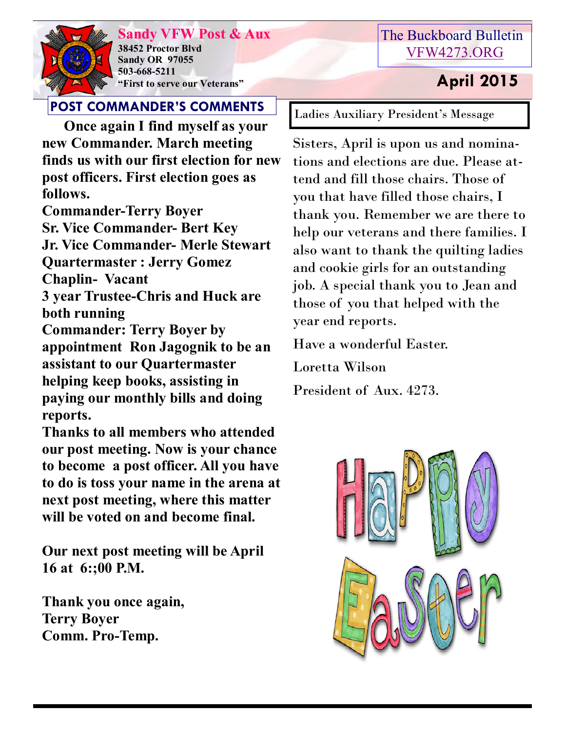# Sandy VFW Post & Aux

**38452 Proctor Blvd**
**Sandy OR 97055**
**503-668-5211**
**"First to serve our Veterans"**

The Buckboard Bulletin
VFW4273.ORG

**April 2015**

## POST COMMANDER'S COMMENTS

**Once again I find myself as your new Commander. March meeting finds us with our first election for new post officers. First election goes as follows.**

**Commander-Terry Boyer**
**Sr. Vice Commander- Bert Key**
**Jr. Vice Commander- Merle Stewart**
**Quartermaster : Jerry Gomez**
**Chaplin- Vacant**
**3 year Trustee-Chris and Huck are both running**
**Commander: Terry Boyer by appointment Ron Jagognik to be an assistant to our Quartermaster helping keep books, assisting in paying our monthly bills and doing reports.**

**Thanks to all members who attended our post meeting. Now is your chance to become a post officer. All you have to do is toss your name in the arena at next post meeting, where this matter will be voted on and become final.**

**Our next post meeting will be April 16 at 6:;00 P.M.**

**Thank you once again,**
**Terry Boyer**
**Comm. Pro-Temp.**

## Ladies Auxiliary President's Message

Sisters, April is upon us and nominations and elections are due. Please attend and fill those chairs. Those of you that have filled those chairs, I thank you. Remember we are there to help our veterans and there families. I also want to thank the quilting ladies and cookie girls for an outstanding job. A special thank you to Jean and those of you that helped with the year end reports.

Have a wonderful Easter.

Loretta Wilson

President of Aux. 4273.

Happy Easter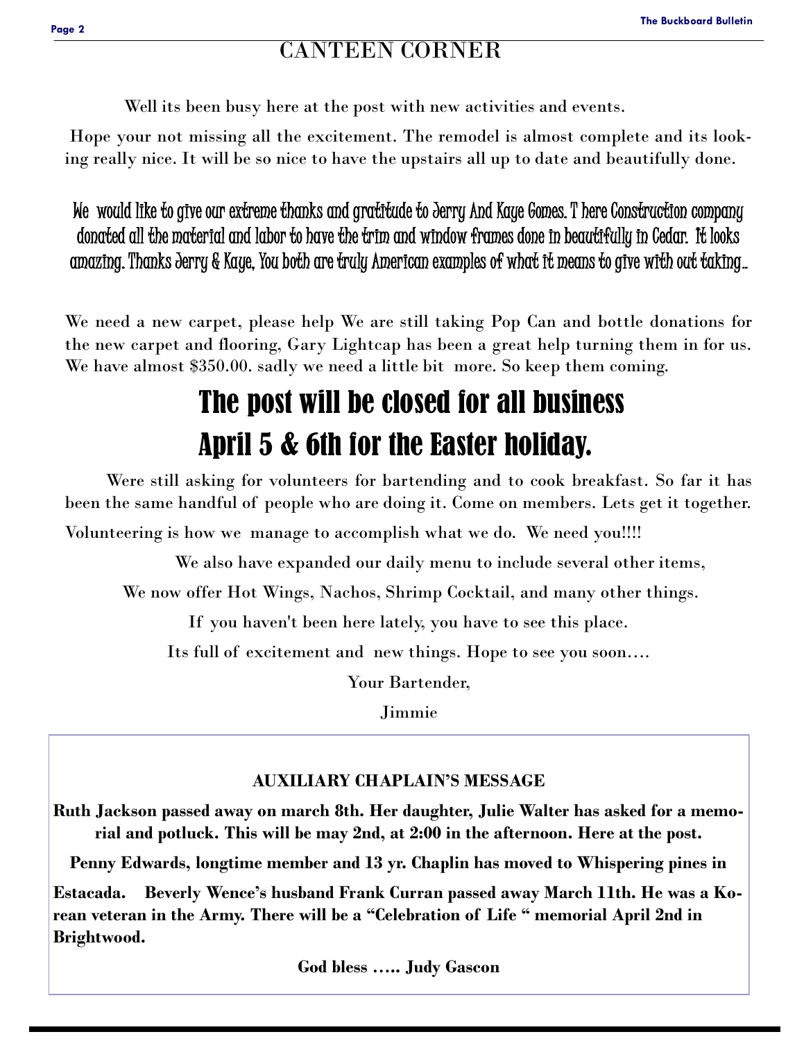# CANTEEN CORNER

Well its been busy here at the post with new activities and events.

Hope your not missing all the excitement. The remodel is almost complete and its looking really nice. It will be so nice to have the upstairs all up to date and beautifully done.

We would like to give our extreme thanks and gratitude to Jerry And Kaye Gomes. T here Construction company donated all the material and labor to have the trim and window frames done in beautifully in Cedar. It looks amazing. Thanks Jerry & Kaye, You both are truly American examples of what it means to give with out taking..

We need a new carpet, please help We are still taking Pop Can and bottle donations for the new carpet and flooring, Gary Lightcap has been a great help turning them in for us. We have almost $350.00. sadly we need a little bit more. So keep them coming.

## The post will be closed for all business April 5 & 6th for the Easter holiday.

Were still asking for volunteers for bartending and to cook breakfast. So far it has been the same handful of people who are doing it. Come on members. Lets get it together. Volunteering is how we manage to accomplish what we do. We need you!!!!

We also have expanded our daily menu to include several other items,

We now offer Hot Wings, Nachos, Shrimp Cocktail, and many other things.

If you haven't been here lately, you have to see this place.

Its full of excitement and new things. Hope to see you soon….

Your Bartender,

Jimmie

**AUXILIARY CHAPLAIN'S MESSAGE**

**Ruth Jackson passed away on march 8th. Her daughter, Julie Walter has asked for a memorial and potluck. This will be may 2nd, at 2:00 in the afternoon. Here at the post.**

**Penny Edwards, longtime member and 13 yr. Chaplin has moved to Whispering pines in Estacada. Beverly Wence's husband Frank Curran passed away March 11th. He was a Korean veteran in the Army. There will be a "Celebration of Life " memorial April 2nd in Brightwood.**

**God bless ….. Judy Gascon**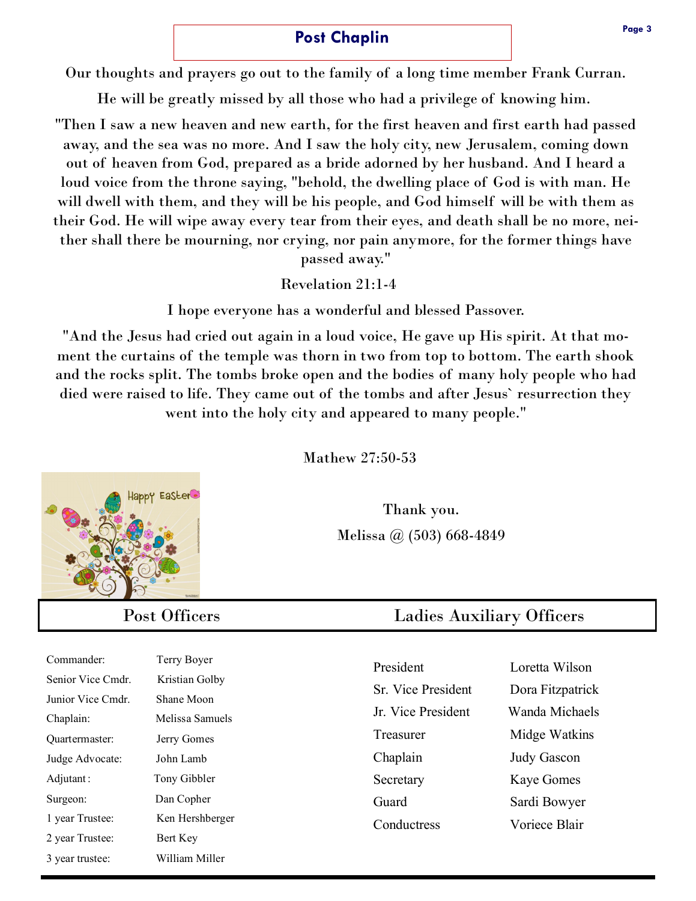## Post Chaplin

Our thoughts and prayers go out to the family of a long time member Frank Curran.

He will be greatly missed by all those who had a privilege of knowing him.

"Then I saw a new heaven and new earth, for the first heaven and first earth had passed away, and the sea was no more. And I saw the holy city, new Jerusalem, coming down out of heaven from God, prepared as a bride adorned by her husband. And I heard a loud voice from the throne saying, "behold, the dwelling place of God is with man. He will dwell with them, and they will be his people, and God himself will be with them as their God. He will wipe away every tear from their eyes, and death shall be no more, neither shall there be mourning, nor crying, nor pain anymore, for the former things have passed away."

Revelation 21:1-4

I hope everyone has a wonderful and blessed Passover.

"And the Jesus had cried out again in a loud voice, He gave up His spirit. At that moment the curtains of the temple was thorn in two from top to bottom. The earth shook and the rocks split. The tombs broke open and the bodies of many holy people who had died were raised to life. They came out of the tombs and after Jesus` resurrection they went into the holy city and appeared to many people."

Mathew 27:50-53

Thank you.

Melissa @ (503) 668-4849

## Post Officers

| | |
|---|---|
| Commander: | Terry Boyer |
| Senior Vice Cmdr. | Kristian Golby |
| Junior Vice Cmdr. | Shane Moon |
| Chaplain: | Melissa Samuels |
| Quartermaster: | Jerry Gomes |
| Judge Advocate: | John Lamb |
| Adjutant: | Tony Gibbler |
| Surgeon: | Dan Copher |
| 1 year Trustee: | Ken Hershberger |
| 2 year Trustee: | Bert Key |
| 3 year trustee: | William Miller |

## Ladies Auxiliary Officers

| | |
|---|---|
| President | Loretta Wilson |
| Sr. Vice President | Dora Fitzpatrick |
| Jr. Vice President | Wanda Michaels |
| Treasurer | Midge Watkins |
| Chaplain | Judy Gascon |
| Secretary | Kaye Gomes |
| Guard | Sardi Bowyer |
| Conductress | Voriece Blair |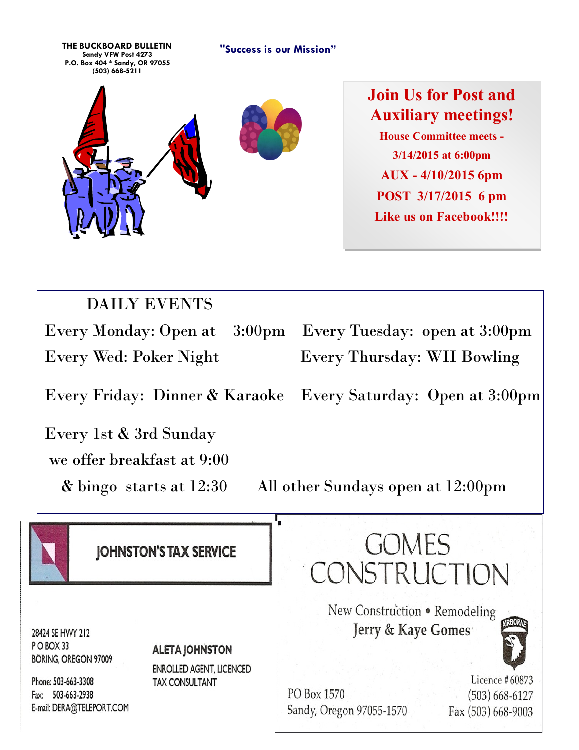**THE BUCKBOARD BULLETIN**
**Sandy VFW Post 4273**
**P.O. Box 404 * Sandy, OR 97055**
**(503) 668-5211**

**"Success is our Mission"**

## Join Us for Post and Auxiliary meetings!

**House Committee meets - 3/14/2015 at 6:00pm**

**AUX - 4/10/2015 6pm**

**POST 3/17/2015 6 pm**

**Like us on Facebook!!!!**

## DAILY EVENTS

Every Monday: Open at 3:00pm

Every Tuesday: open at 3:00pm

Every Wed: Poker Night

Every Thursday: WII Bowling

Every Friday: Dinner & Karaoke

Every Saturday: Open at 3:00pm

Every 1st & 3rd Sunday we offer breakfast at 9:00 & bingo starts at 12:30

All other Sundays open at 12:00pm

---

**JOHNSTON'S TAX SERVICE**

28424 SE HWY 212
P O BOX 33
BORING, OREGON 97009

Phone: 503-663-3308
Fax: 503-663-2938
E-mail: DERA@TELEPORT.COM

**ALETA JOHNSTON**
ENROLLED AGENT, LICENCED TAX CONSULTANT

---

**GOMES CONSTRUCTION**

New Construction • Remodeling
Jerry & Kaye Gomes

AIRBORNE

PO Box 1570
Sandy, Oregon 97055-1570

Licence # 60873
(503) 668-6127
Fax (503) 668-9003